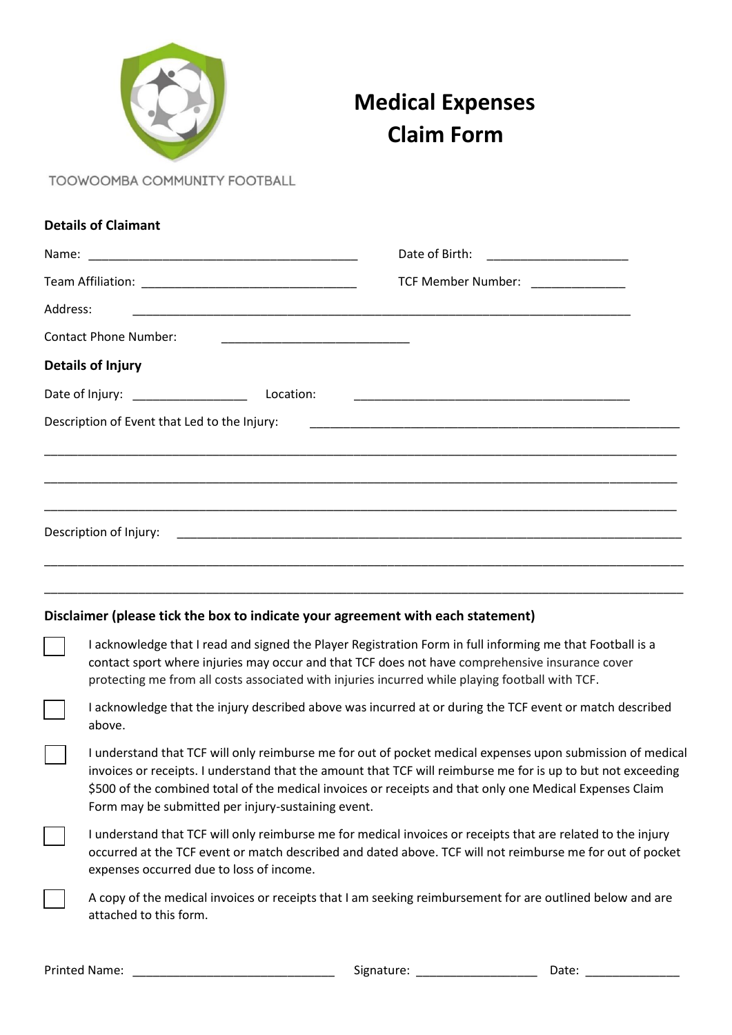TOOWOOMBA COMMUNITY FOOTBALL

# Medical Expenses Claim Form

**Details of Claimant**

Name: ________________________________________ Date of Birth: _____________________

Team Affiliation: ________________________________ TCF Member Number: ______________

Address: ___________________________________________________________________________

Contact Phone Number: ____________________________

**Details of Injury**

Date of Injury: _________________ Location: __________________________________________

Description of Event that Led to the Injury: _______________________________________________________

______________________________________________________________________________________________

______________________________________________________________________________________________

______________________________________________________________________________________________

Description of Injury: __________________________________________________________________________

______________________________________________________________________________________________

______________________________________________________________________________________________

**Disclaimer (please tick the box to indicate your agreement with each statement)**

- ☐ I acknowledge that I read and signed the Player Registration Form in full informing me that Football is a contact sport where injuries may occur and that TCF does not have comprehensive insurance cover protecting me from all costs associated with injuries incurred while playing football with TCF.
- ☐ I acknowledge that the injury described above was incurred at or during the TCF event or match described above.
- ☐ I understand that TCF will only reimburse me for out of pocket medical expenses upon submission of medical invoices or receipts. I understand that the amount that TCF will reimburse me for is up to but not exceeding $500 of the combined total of the medical invoices or receipts and that only one Medical Expenses Claim Form may be submitted per injury-sustaining event.
- ☐ I understand that TCF will only reimburse me for medical invoices or receipts that are related to the injury occurred at the TCF event or match described and dated above. TCF will not reimburse me for out of pocket expenses occurred due to loss of income.
- ☐ A copy of the medical invoices or receipts that I am seeking reimbursement for are outlined below and are attached to this form.

Printed Name: ______________________________ Signature: __________________ Date: ______________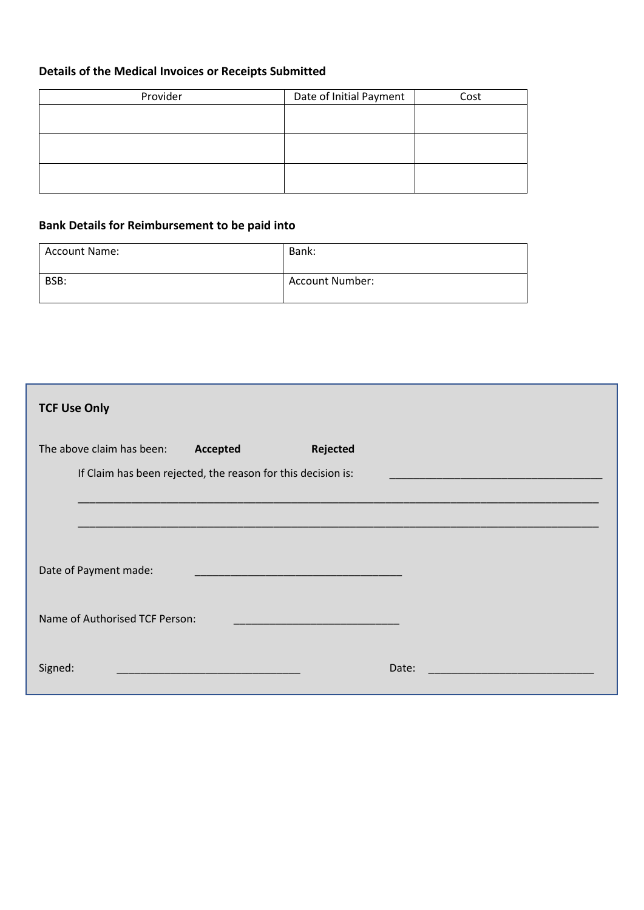**Details of the Medical Invoices or Receipts Submitted**

| Provider | Date of Initial Payment | Cost |
| --- | --- | --- |
| | | |
| | | |
| | | |

**Bank Details for Reimbursement to be paid into**

| | |
| --- | --- |
| Account Name: | Bank: |
| BSB: | Account Number: |

**TCF Use Only**

The above claim has been: **Accepted** **Rejected**

If Claim has been rejected, the reason for this decision is: ____________________________________

__________________________________________________________________________________________

__________________________________________________________________________________________

Date of Payment made: ___________________________________

Name of Authorised TCF Person: ____________________________

Signed: _______________________________ Date: ____________________________